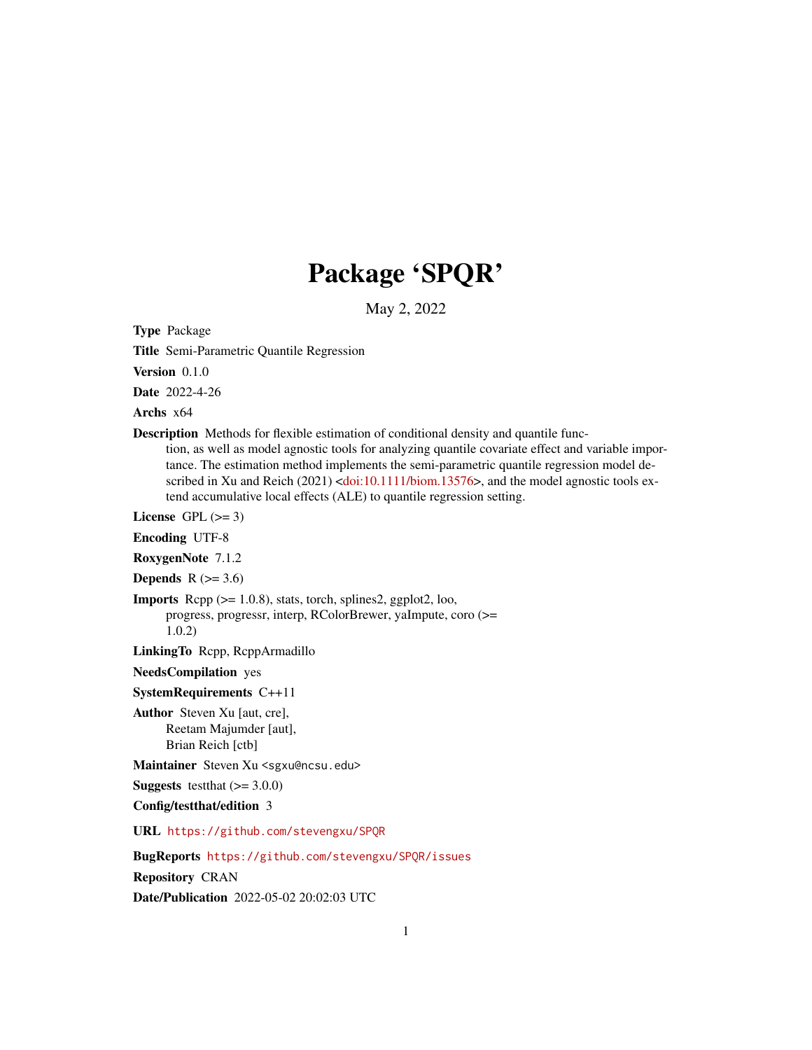# Package 'SPQR'

May 2, 2022

**Type** Package

**Title** Semi-Parametric Quantile Regression

**Version** 0.1.0

**Date** 2022-4-26

**Archs** x64

**Description** Methods for flexible estimation of conditional density and quantile function, as well as model agnostic tools for analyzing quantile covariate effect and variable importance. The estimation method implements the semi-parametric quantile regression model described in Xu and Reich (2021) <doi:10.1111/biom.13576>, and the model agnostic tools extend accumulative local effects (ALE) to quantile regression setting.

**License** GPL (>= 3)

**Encoding** UTF-8

**RoxygenNote** 7.1.2

**Depends** R (>= 3.6)

**Imports** Rcpp (>= 1.0.8), stats, torch, splines2, ggplot2, loo, progress, progressr, interp, RColorBrewer, yaImpute, coro (>= 1.0.2)

**LinkingTo** Rcpp, RcppArmadillo

**NeedsCompilation** yes

**SystemRequirements** C++11

**Author** Steven Xu [aut, cre], Reetam Majumder [aut], Brian Reich [ctb]

**Maintainer** Steven Xu <sgxu@ncsu.edu>

**Suggests** testthat (>= 3.0.0)

**Config/testthat/edition** 3

**URL** https://github.com/stevengxu/SPQR

**BugReports** https://github.com/stevengxu/SPQR/issues

**Repository** CRAN

**Date/Publication** 2022-05-02 20:02:03 UTC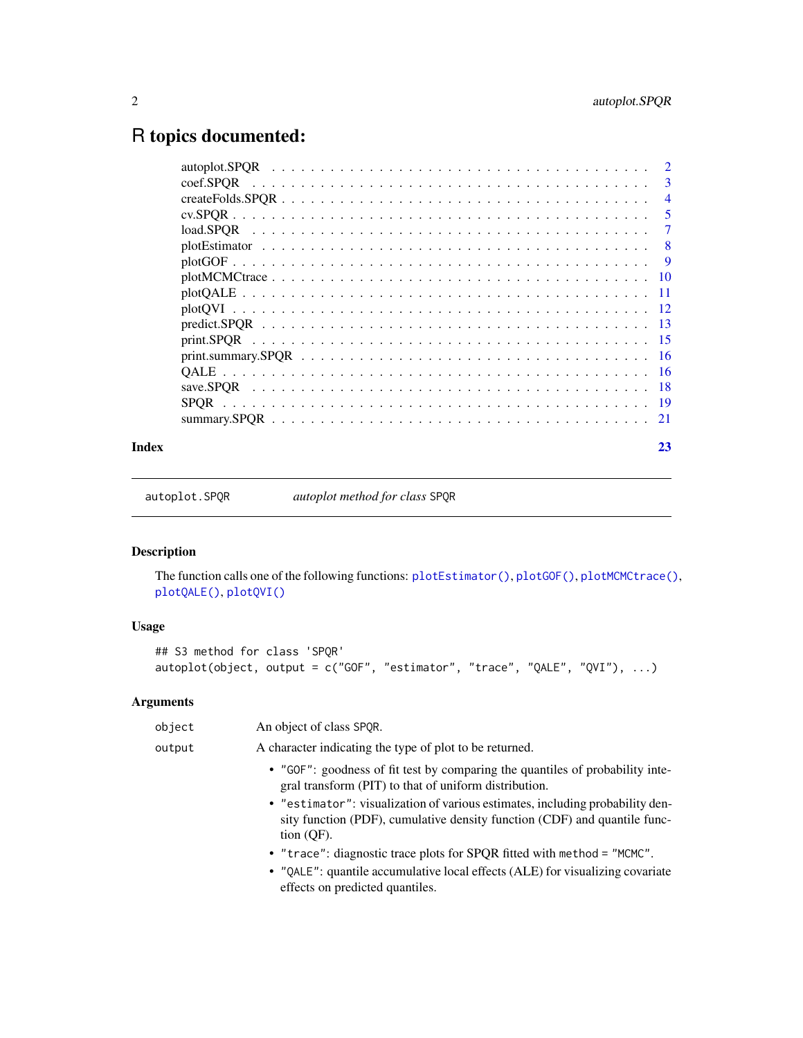# R topics documented:

| | |
|---|---|
| autoplot.SPQR | 2 |
| coef.SPQR | 3 |
| createFolds.SPQR | 4 |
| cv.SPQR | 5 |
| load.SPQR | 7 |
| plotEstimator | 8 |
| plotGOF | 9 |
| plotMCMCtrace | 10 |
| plotQALE | 11 |
| plotQVI | 12 |
| predict.SPQR | 13 |
| print.SPQR | 15 |
| print.summary.SPQR | 16 |
| QALE | 16 |
| save.SPQR | 18 |
| SPQR | 19 |
| summary.SPQR | 21 |

**Index** 23

---

`autoplot.SPQR` &nbsp;&nbsp;&nbsp;&nbsp; *autoplot method for class* `SPQR`

---

## Description

The function calls one of the following functions: `plotEstimator()`, `plotGOF()`, `plotMCMCtrace()`, `plotQALE()`, `plotQVI()`

## Usage

```
## S3 method for class 'SPQR'
autoplot(object, output = c("GOF", "estimator", "trace", "QALE", "QVI"), ...)
```

## Arguments

`object` &nbsp;&nbsp;&nbsp; An object of class `SPQR`.

`output` &nbsp;&nbsp;&nbsp; A character indicating the type of plot to be returned.

- `"GOF"`: goodness of fit test by comparing the quantiles of probability integral transform (PIT) to that of uniform distribution.
- `"estimator"`: visualization of various estimates, including probability density function (PDF), cumulative density function (CDF) and quantile function (QF).
- `"trace"`: diagnostic trace plots for SPQR fitted with `method = "MCMC"`.
- `"QALE"`: quantile accumulative local effects (ALE) for visualizing covariate effects on predicted quantiles.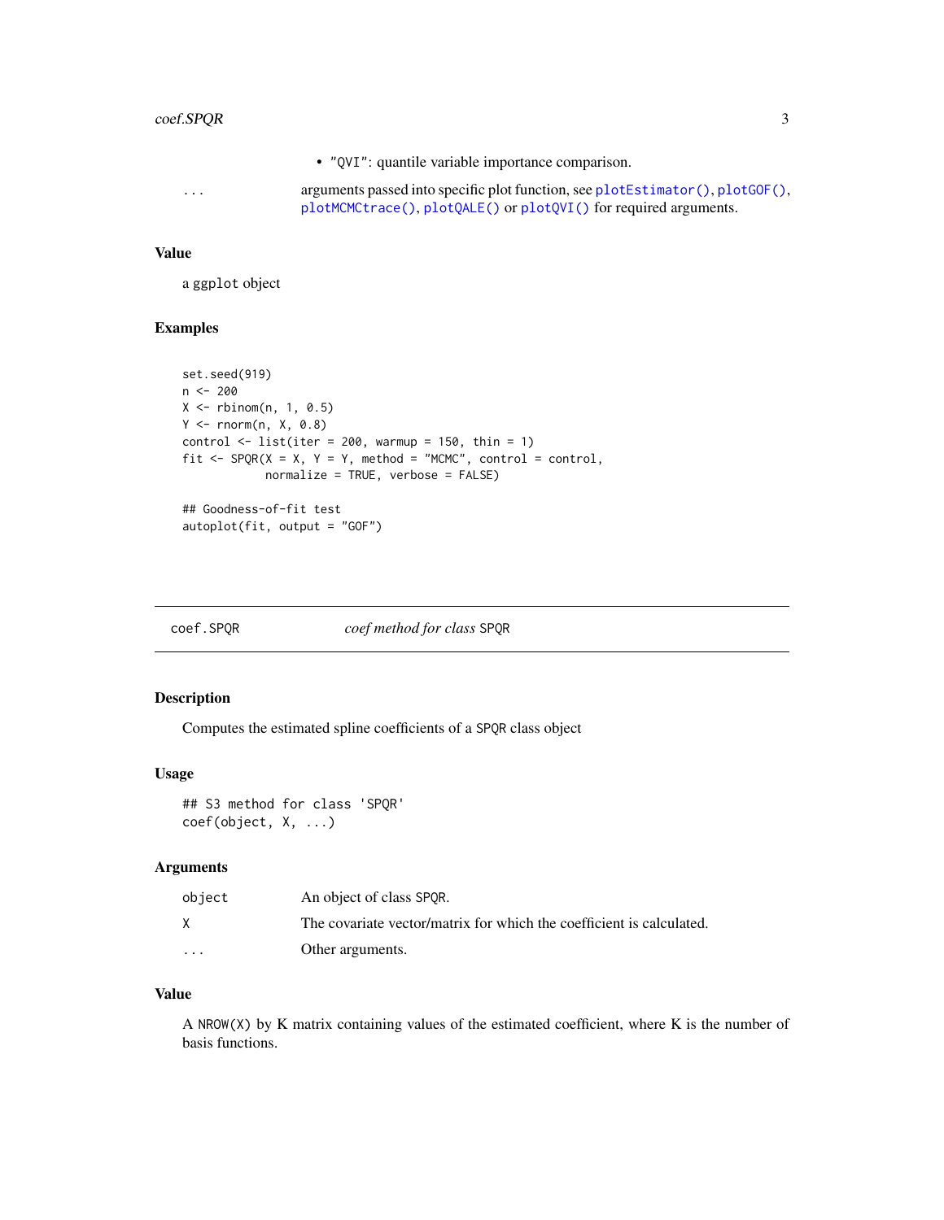- "QVI": quantile variable importance comparison.

... arguments passed into specific plot function, see `plotEstimator()`, `plotGOF()`, `plotMCMCtrace()`, `plotQALE()` or `plotQVI()` for required arguments.

### Value

a `ggplot` object

### Examples

```
set.seed(919)
n <- 200
X <- rbinom(n, 1, 0.5)
Y <- rnorm(n, X, 0.8)
control <- list(iter = 200, warmup = 150, thin = 1)
fit <- SPQR(X = X, Y = Y, method = "MCMC", control = control,
            normalize = TRUE, verbose = FALSE)

## Goodness-of-fit test
autoplot(fit, output = "GOF")
```

---

## coef.SPQR — *coef method for class* SPQR

### Description

Computes the estimated spline coefficients of a SPQR class object

### Usage

```
## S3 method for class 'SPQR'
coef(object, X, ...)
```

### Arguments

| | |
|---|---|
| object | An object of class SPQR. |
| X | The covariate vector/matrix for which the coefficient is calculated. |
| ... | Other arguments. |

### Value

A NROW(X) by K matrix containing values of the estimated coefficient, where K is the number of basis functions.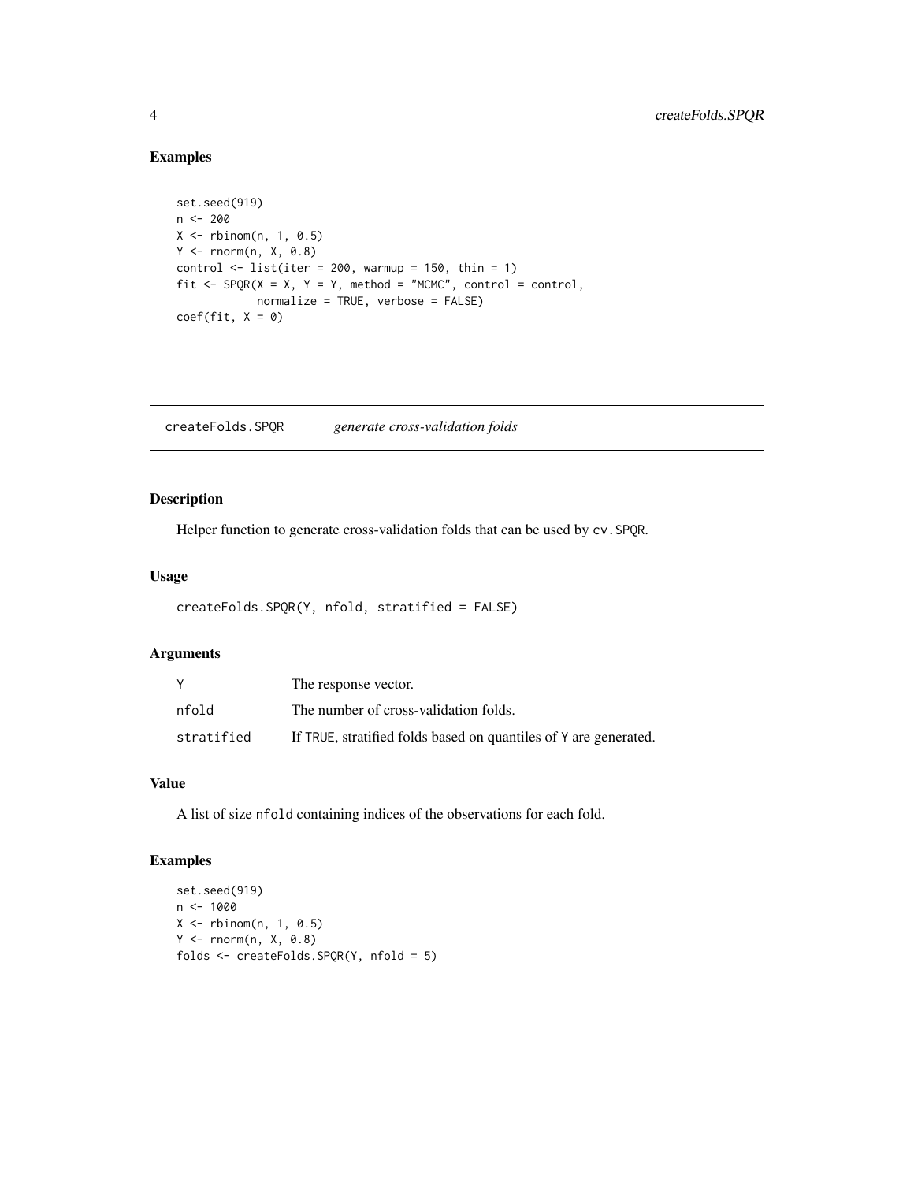## Examples

```
set.seed(919)
n <- 200
X <- rbinom(n, 1, 0.5)
Y <- rnorm(n, X, 0.8)
control <- list(iter = 200, warmup = 150, thin = 1)
fit <- SPQR(X = X, Y = Y, method = "MCMC", control = control,
            normalize = TRUE, verbose = FALSE)
coef(fit, X = 0)
```

---

# createFolds.SPQR *generate cross-validation folds*

## Description

Helper function to generate cross-validation folds that can be used by `cv.SPQR`.

## Usage

```
createFolds.SPQR(Y, nfold, stratified = FALSE)
```

## Arguments

| | |
|---|---|
| `Y` | The response vector. |
| `nfold` | The number of cross-validation folds. |
| `stratified` | If `TRUE`, stratified folds based on quantiles of `Y` are generated. |

## Value

A list of size `nfold` containing indices of the observations for each fold.

## Examples

```
set.seed(919)
n <- 1000
X <- rbinom(n, 1, 0.5)
Y <- rnorm(n, X, 0.8)
folds <- createFolds.SPQR(Y, nfold = 5)
```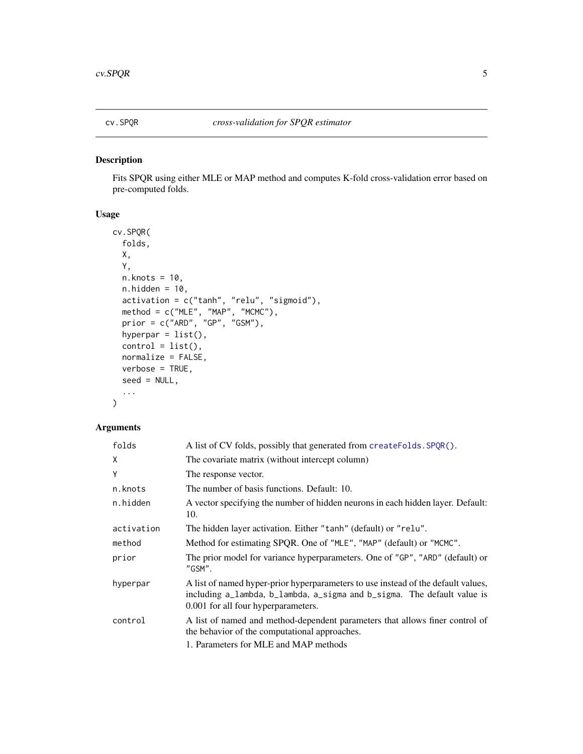## cv.SPQR — *cross-validation for SPQR estimator*

### Description

Fits SPQR using either MLE or MAP method and computes K-fold cross-validation error based on pre-computed folds.

### Usage

```
cv.SPQR(
  folds,
  X,
  Y,
  n.knots = 10,
  n.hidden = 10,
  activation = c("tanh", "relu", "sigmoid"),
  method = c("MLE", "MAP", "MCMC"),
  prior = c("ARD", "GP", "GSM"),
  hyperpar = list(),
  control = list(),
  normalize = FALSE,
  verbose = TRUE,
  seed = NULL,
  ...
)
```

### Arguments

| Argument | Description |
| --- | --- |
| `folds` | A list of CV folds, possibly that generated from `createFolds.SPQR()`. |
| `X` | The covariate matrix (without intercept column) |
| `Y` | The response vector. |
| `n.knots` | The number of basis functions. Default: 10. |
| `n.hidden` | A vector specifying the number of hidden neurons in each hidden layer. Default: 10. |
| `activation` | The hidden layer activation. Either `"tanh"` (default) or `"relu"`. |
| `method` | Method for estimating SPQR. One of `"MLE"`, `"MAP"` (default) or `"MCMC"`. |
| `prior` | The prior model for variance hyperparameters. One of `"GP"`, `"ARD"` (default) or `"GSM"`. |
| `hyperpar` | A list of named hyper-prior hyperparameters to use instead of the default values, including `a_lambda`, `b_lambda`, `a_sigma` and `b_sigma`. The default value is 0.001 for all four hyperparameters. |
| `control` | A list of named and method-dependent parameters that allows finer control of the behavior of the computational approaches.<br>1. Parameters for MLE and MAP methods |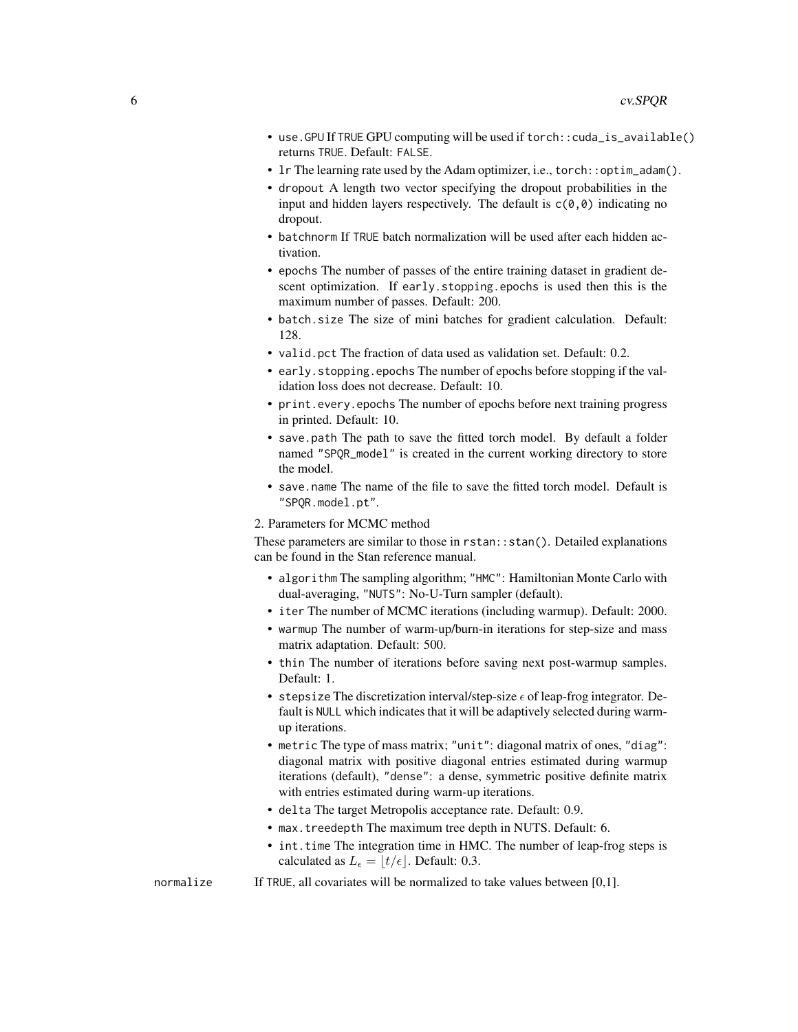- `use.GPU` If `TRUE` GPU computing will be used if `torch::cuda_is_available()` returns `TRUE`. Default: `FALSE`.
- `lr` The learning rate used by the Adam optimizer, i.e., `torch::optim_adam()`.
- `dropout` A length two vector specifying the dropout probabilities in the input and hidden layers respectively. The default is `c(0,0)` indicating no dropout.
- `batchnorm` If `TRUE` batch normalization will be used after each hidden activation.
- `epochs` The number of passes of the entire training dataset in gradient descent optimization. If `early.stopping.epochs` is used then this is the maximum number of passes. Default: 200.
- `batch.size` The size of mini batches for gradient calculation. Default: 128.
- `valid.pct` The fraction of data used as validation set. Default: 0.2.
- `early.stopping.epochs` The number of epochs before stopping if the validation loss does not decrease. Default: 10.
- `print.every.epochs` The number of epochs before next training progress in printed. Default: 10.
- `save.path` The path to save the fitted torch model. By default a folder named `"SPQR_model"` is created in the current working directory to store the model.
- `save.name` The name of the file to save the fitted torch model. Default is `"SPQR.model.pt"`.

2. Parameters for MCMC method

These parameters are similar to those in `rstan::stan()`. Detailed explanations can be found in the Stan reference manual.

- `algorithm` The sampling algorithm; `"HMC"`: Hamiltonian Monte Carlo with dual-averaging, `"NUTS"`: No-U-Turn sampler (default).
- `iter` The number of MCMC iterations (including warmup). Default: 2000.
- `warmup` The number of warm-up/burn-in iterations for step-size and mass matrix adaptation. Default: 500.
- `thin` The number of iterations before saving next post-warmup samples. Default: 1.
- `stepsize` The discretization interval/step-size $\epsilon$ of leap-frog integrator. Default is `NULL` which indicates that it will be adaptively selected during warm-up iterations.
- `metric` The type of mass matrix; `"unit"`: diagonal matrix of ones, `"diag"`: diagonal matrix with positive diagonal entries estimated during warmup iterations (default), `"dense"`: a dense, symmetric positive definite matrix with entries estimated during warm-up iterations.
- `delta` The target Metropolis acceptance rate. Default: 0.9.
- `max.treedepth` The maximum tree depth in NUTS. Default: 6.
- `int.time` The integration time in HMC. The number of leap-frog steps is calculated as $L_\epsilon = \lfloor t/\epsilon \rfloor$. Default: 0.3.

`normalize` If `TRUE`, all covariates will be normalized to take values between [0,1].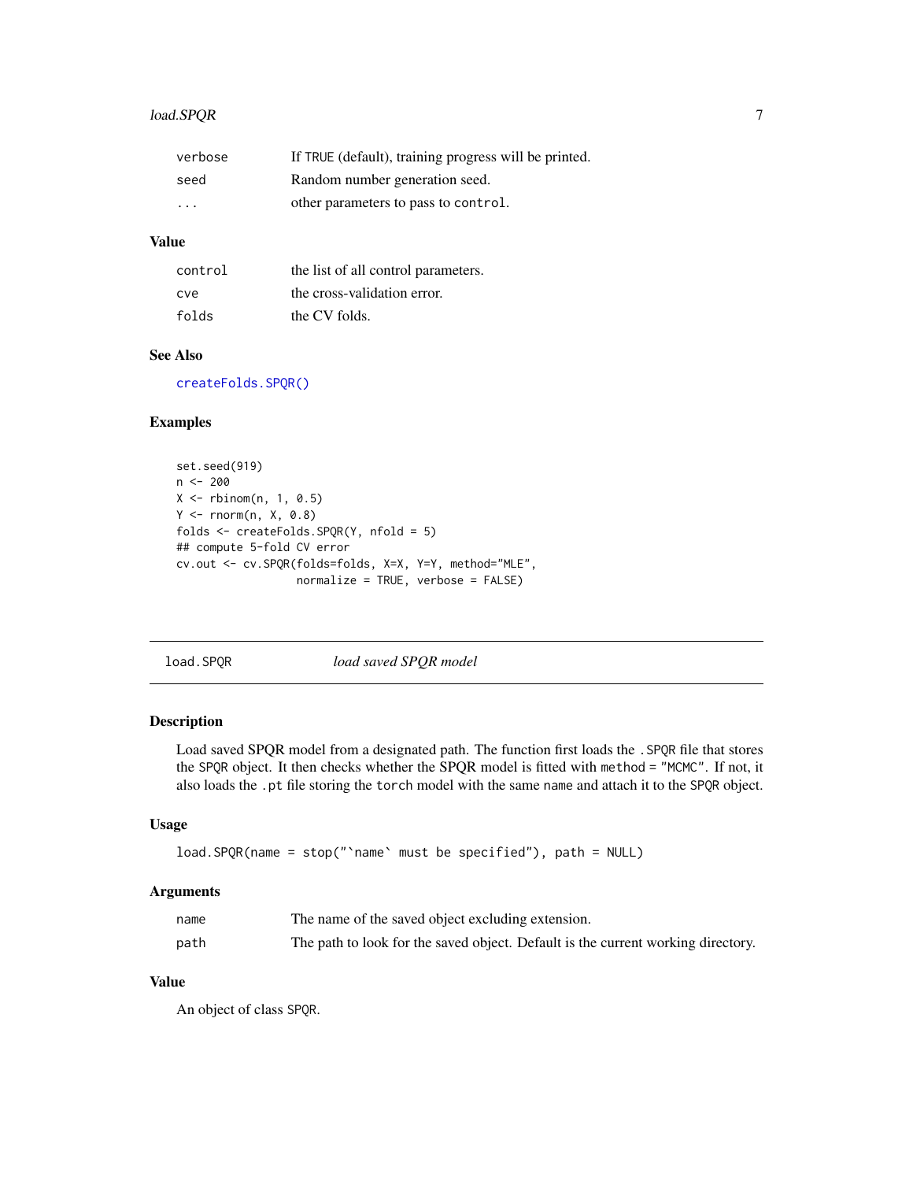| | |
|---|---|
| verbose | If TRUE (default), training progress will be printed. |
| seed | Random number generation seed. |
| ... | other parameters to pass to control. |

### Value

| | |
|---|---|
| control | the list of all control parameters. |
| cve | the cross-validation error. |
| folds | the CV folds. |

### See Also

createFolds.SPQR()

### Examples

```
set.seed(919)
n <- 200
X <- rbinom(n, 1, 0.5)
Y <- rnorm(n, X, 0.8)
folds <- createFolds.SPQR(Y, nfold = 5)
## compute 5-fold CV error
cv.out <- cv.SPQR(folds=folds, X=X, Y=Y, method="MLE",
                  normalize = TRUE, verbose = FALSE)
```

---

## load.SPQR — *load saved SPQR model*

### Description

Load saved SPQR model from a designated path. The function first loads the .SPQR file that stores the SPQR object. It then checks whether the SPQR model is fitted with method = "MCMC". If not, it also loads the .pt file storing the torch model with the same name and attach it to the SPQR object.

### Usage

```
load.SPQR(name = stop("`name` must be specified"), path = NULL)
```

### Arguments

| | |
|---|---|
| name | The name of the saved object excluding extension. |
| path | The path to look for the saved object. Default is the current working directory. |

### Value

An object of class SPQR.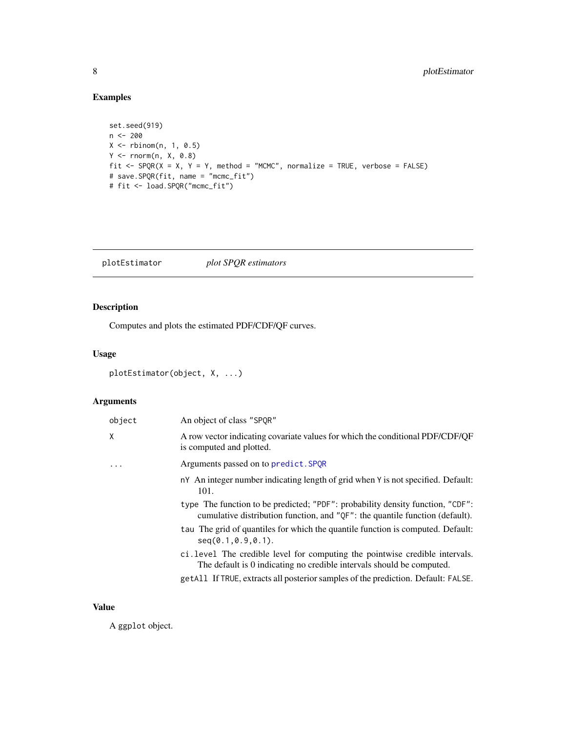## Examples

```
set.seed(919)
n <- 200
X <- rbinom(n, 1, 0.5)
Y <- rnorm(n, X, 0.8)
fit <- SPQR(X = X, Y = Y, method = "MCMC", normalize = TRUE, verbose = FALSE)
# save.SPQR(fit, name = "mcmc_fit")
# fit <- load.SPQR("mcmc_fit")
```

---

# plotEstimator &nbsp;&nbsp;&nbsp; *plot SPQR estimators*

## Description

Computes and plots the estimated PDF/CDF/QF curves.

## Usage

```
plotEstimator(object, X, ...)
```

## Arguments

| | |
|---|---|
| `object` | An object of class "SPQR" |
| `X` | A row vector indicating covariate values for which the conditional PDF/CDF/QF is computed and plotted. |
| `...` | Arguments passed on to `predict.SPQR`<br>`nY` An integer number indicating length of grid when `Y` is not specified. Default: 101.<br>`type` The function to be predicted; "PDF": probability density function, "CDF": cumulative distribution function, and "QF": the quantile function (default).<br>`tau` The grid of quantiles for which the quantile function is computed. Default: `seq(0.1,0.9,0.1)`.<br>`ci.level` The credible level for computing the pointwise credible intervals. The default is 0 indicating no credible intervals should be computed.<br>`getAll` If `TRUE`, extracts all posterior samples of the prediction. Default: `FALSE`. |

## Value

A `ggplot` object.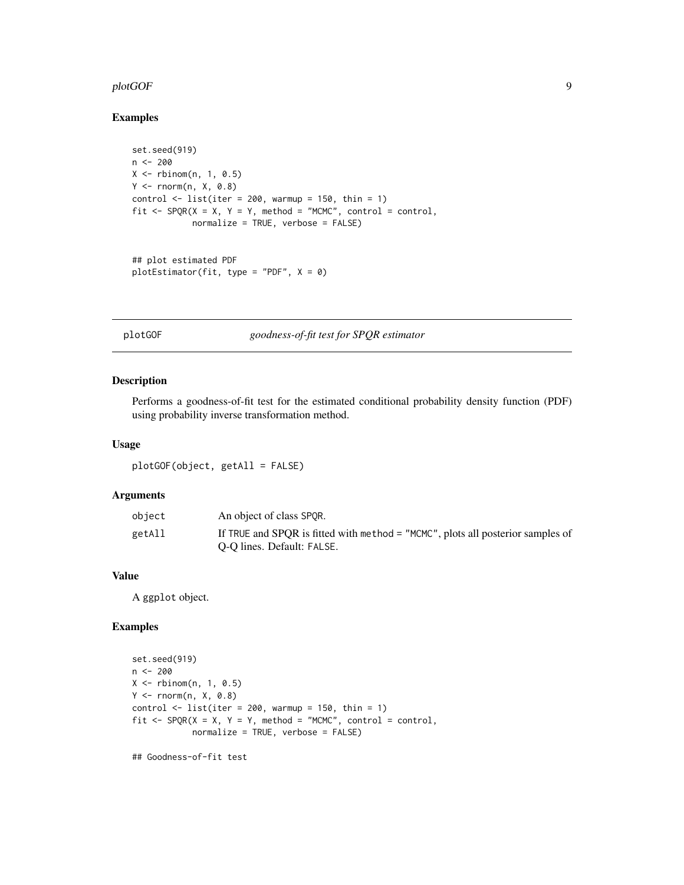## Examples

```
set.seed(919)
n <- 200
X <- rbinom(n, 1, 0.5)
Y <- rnorm(n, X, 0.8)
control <- list(iter = 200, warmup = 150, thin = 1)
fit <- SPQR(X = X, Y = Y, method = "MCMC", control = control,
            normalize = TRUE, verbose = FALSE)


## plot estimated PDF
plotEstimator(fit, type = "PDF", X = 0)
```

---

# plotGOF *goodness-of-fit test for SPQR estimator*

---

## Description

Performs a goodness-of-fit test for the estimated conditional probability density function (PDF) using probability inverse transformation method.

## Usage

```
plotGOF(object, getAll = FALSE)
```

## Arguments

| | |
|---|---|
| `object` | An object of class `SPQR`. |
| `getAll` | If `TRUE` and SPQR is fitted with `method = "MCMC"`, plots all posterior samples of Q-Q lines. Default: `FALSE`. |

## Value

A `ggplot` object.

## Examples

```
set.seed(919)
n <- 200
X <- rbinom(n, 1, 0.5)
Y <- rnorm(n, X, 0.8)
control <- list(iter = 200, warmup = 150, thin = 1)
fit <- SPQR(X = X, Y = Y, method = "MCMC", control = control,
            normalize = TRUE, verbose = FALSE)

## Goodness-of-fit test
```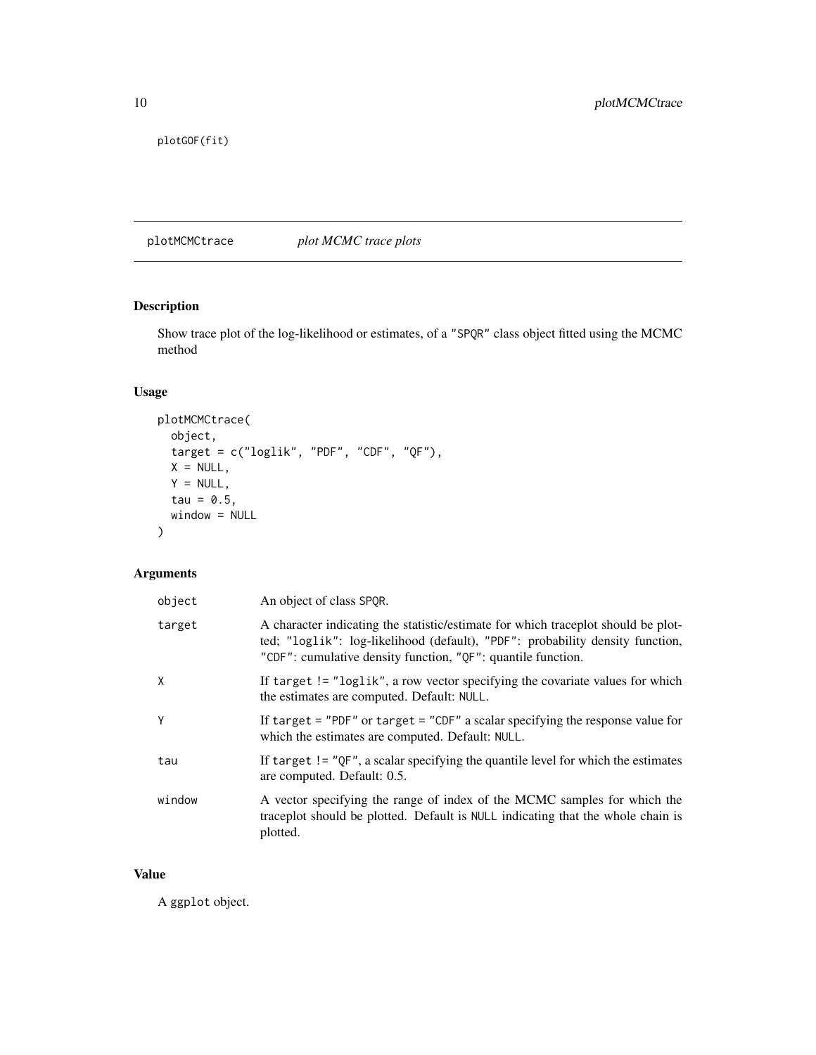```
plotGOF(fit)
```

## plotMCMCtrace — *plot MCMC trace plots*

### Description

Show trace plot of the log-likelihood or estimates, of a "SPQR" class object fitted using the MCMC method

### Usage

```
plotMCMCtrace(
  object,
  target = c("loglik", "PDF", "CDF", "QF"),
  X = NULL,
  Y = NULL,
  tau = 0.5,
  window = NULL
)
```

### Arguments

| | |
|---|---|
| object | An object of class SPQR. |
| target | A character indicating the statistic/estimate for which traceplot should be plotted; "loglik": log-likelihood (default), "PDF": probability density function, "CDF": cumulative density function, "QF": quantile function. |
| X | If target != "loglik", a row vector specifying the covariate values for which the estimates are computed. Default: NULL. |
| Y | If target = "PDF" or target = "CDF" a scalar specifying the response value for which the estimates are computed. Default: NULL. |
| tau | If target != "QF", a scalar specifying the quantile level for which the estimates are computed. Default: 0.5. |
| window | A vector specifying the range of index of the MCMC samples for which the traceplot should be plotted. Default is NULL indicating that the whole chain is plotted. |

### Value

A ggplot object.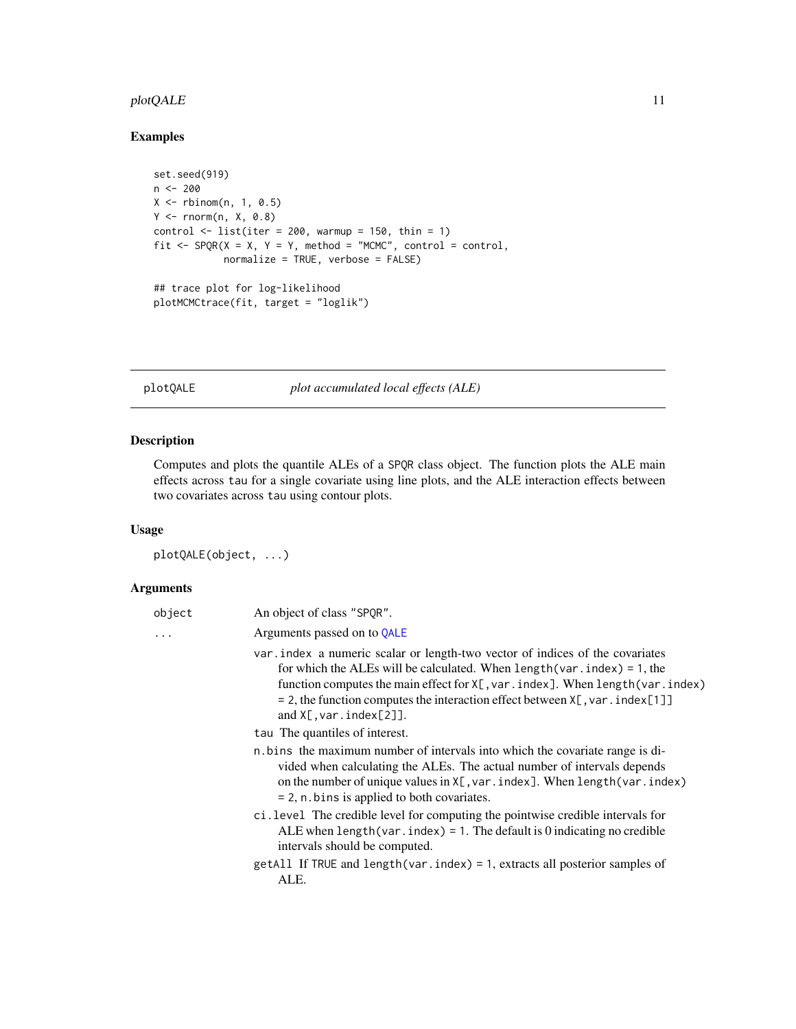## Examples

```
set.seed(919)
n <- 200
X <- rbinom(n, 1, 0.5)
Y <- rnorm(n, X, 0.8)
control <- list(iter = 200, warmup = 150, thin = 1)
fit <- SPQR(X = X, Y = Y, method = "MCMC", control = control,
            normalize = TRUE, verbose = FALSE)

## trace plot for log-likelihood
plotMCMCtrace(fit, target = "loglik")
```

---

## plotQALE — *plot accumulated local effects (ALE)*

### Description

Computes and plots the quantile ALEs of a SPQR class object. The function plots the ALE main effects across tau for a single covariate using line plots, and the ALE interaction effects between two covariates across tau using contour plots.

### Usage

```
plotQALE(object, ...)
```

### Arguments

| Argument | Description |
|---|---|
| object | An object of class "SPQR". |
| ... | Arguments passed on to QALE<br><br>var.index a numeric scalar or length-two vector of indices of the covariates for which the ALEs will be calculated. When length(var.index) = 1, the function computes the main effect for X[,var.index]. When length(var.index) = 2, the function computes the interaction effect between X[,var.index[1]] and X[,var.index[2]].<br><br>tau The quantiles of interest.<br><br>n.bins the maximum number of intervals into which the covariate range is divided when calculating the ALEs. The actual number of intervals depends on the number of unique values in X[,var.index]. When length(var.index) = 2, n.bins is applied to both covariates.<br><br>ci.level The credible level for computing the pointwise credible intervals for ALE when length(var.index) = 1. The default is 0 indicating no credible intervals should be computed.<br><br>getAll If TRUE and length(var.index) = 1, extracts all posterior samples of ALE. |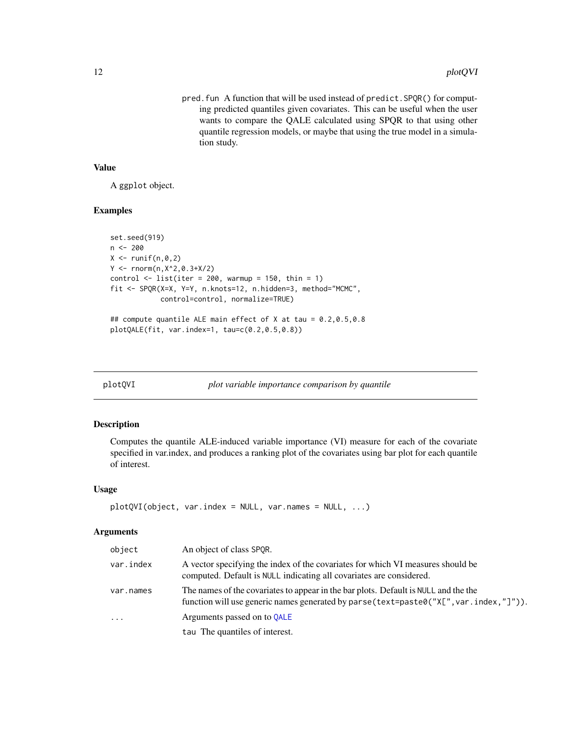pred.fun A function that will be used instead of predict.SPQR() for computing predicted quantiles given covariates. This can be useful when the user wants to compare the QALE calculated using SPQR to that using other quantile regression models, or maybe that using the true model in a simulation study.

### Value

A ggplot object.

### Examples

```
set.seed(919)
n <- 200
X <- runif(n,0,2)
Y <- rnorm(n,X^2,0.3+X/2)
control <- list(iter = 200, warmup = 150, thin = 1)
fit <- SPQR(X=X, Y=Y, n.knots=12, n.hidden=3, method="MCMC",
            control=control, normalize=TRUE)

## compute quantile ALE main effect of X at tau = 0.2,0.5,0.8
plotQALE(fit, var.index=1, tau=c(0.2,0.5,0.8))
```

---

## plotQVI    *plot variable importance comparison by quantile*

### Description

Computes the quantile ALE-induced variable importance (VI) measure for each of the covariate specified in var.index, and produces a ranking plot of the covariates using bar plot for each quantile of interest.

### Usage

```
plotQVI(object, var.index = NULL, var.names = NULL, ...)
```

### Arguments

| | |
|---|---|
| object | An object of class SPQR. |
| var.index | A vector specifying the index of the covariates for which VI measures should be computed. Default is NULL indicating all covariates are considered. |
| var.names | The names of the covariates to appear in the bar plots. Default is NULL and the the function will use generic names generated by parse(text=paste0("X[",var.index,"]")). |
| ... | Arguments passed on to QALE<br>tau The quantiles of interest. |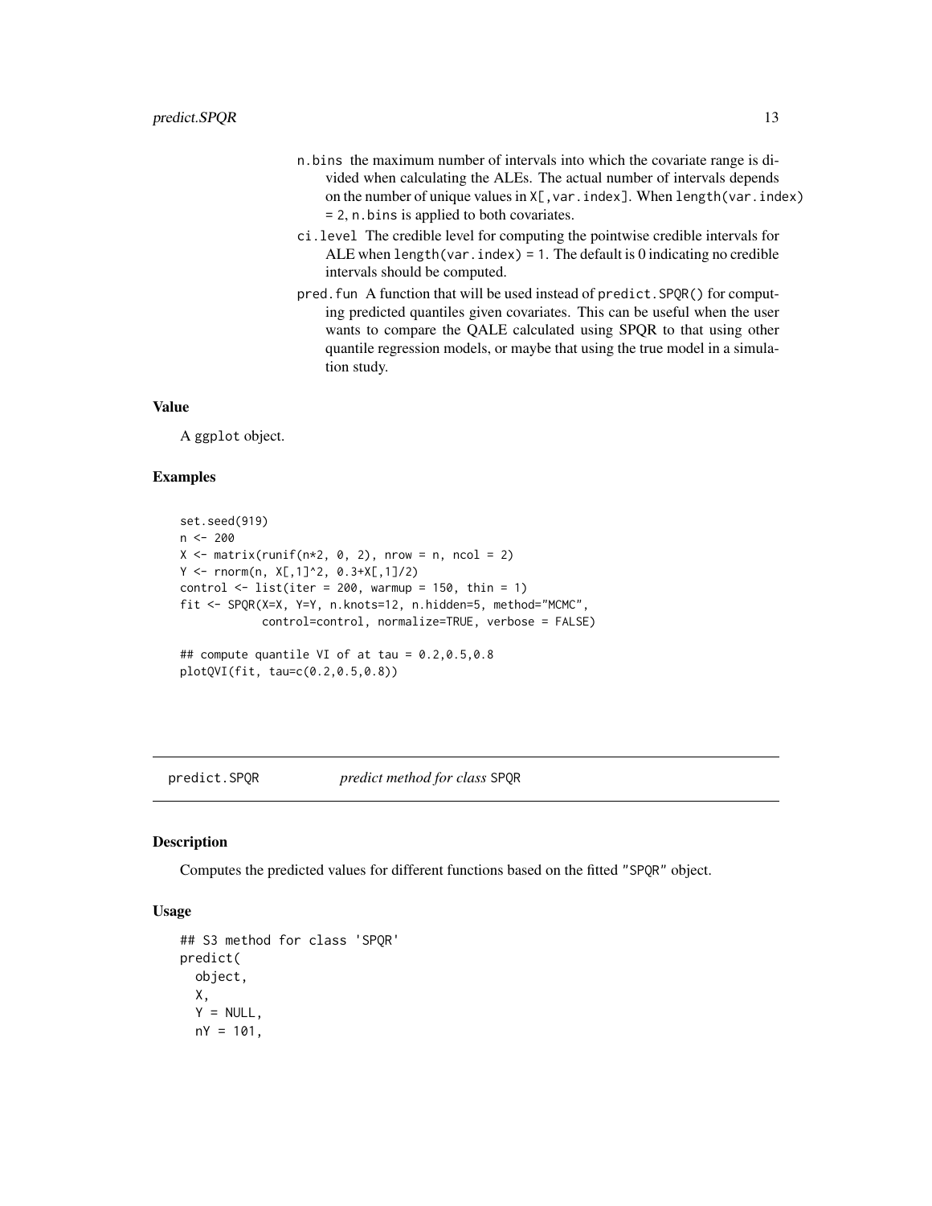- `n.bins` the maximum number of intervals into which the covariate range is divided when calculating the ALEs. The actual number of intervals depends on the number of unique values in `X[,var.index]`. When `length(var.index) = 2`, `n.bins` is applied to both covariates.
- `ci.level` The credible level for computing the pointwise credible intervals for ALE when `length(var.index) = 1`. The default is 0 indicating no credible intervals should be computed.
- `pred.fun` A function that will be used instead of `predict.SPQR()` for computing predicted quantiles given covariates. This can be useful when the user wants to compare the QALE calculated using SPQR to that using other quantile regression models, or maybe that using the true model in a simulation study.

### Value

A `ggplot` object.

### Examples

```
set.seed(919)
n <- 200
X <- matrix(runif(n*2, 0, 2), nrow = n, ncol = 2)
Y <- rnorm(n, X[,1]^2, 0.3+X[,1]/2)
control <- list(iter = 200, warmup = 150, thin = 1)
fit <- SPQR(X=X, Y=Y, n.knots=12, n.hidden=5, method="MCMC",
            control=control, normalize=TRUE, verbose = FALSE)

## compute quantile VI of at tau = 0.2,0.5,0.8
plotQVI(fit, tau=c(0.2,0.5,0.8))
```

---

## predict.SPQR &emsp; *predict method for class* `SPQR`

### Description

Computes the predicted values for different functions based on the fitted "SPQR" object.

### Usage

```
## S3 method for class 'SPQR'
predict(
  object,
  X,
  Y = NULL,
  nY = 101,
```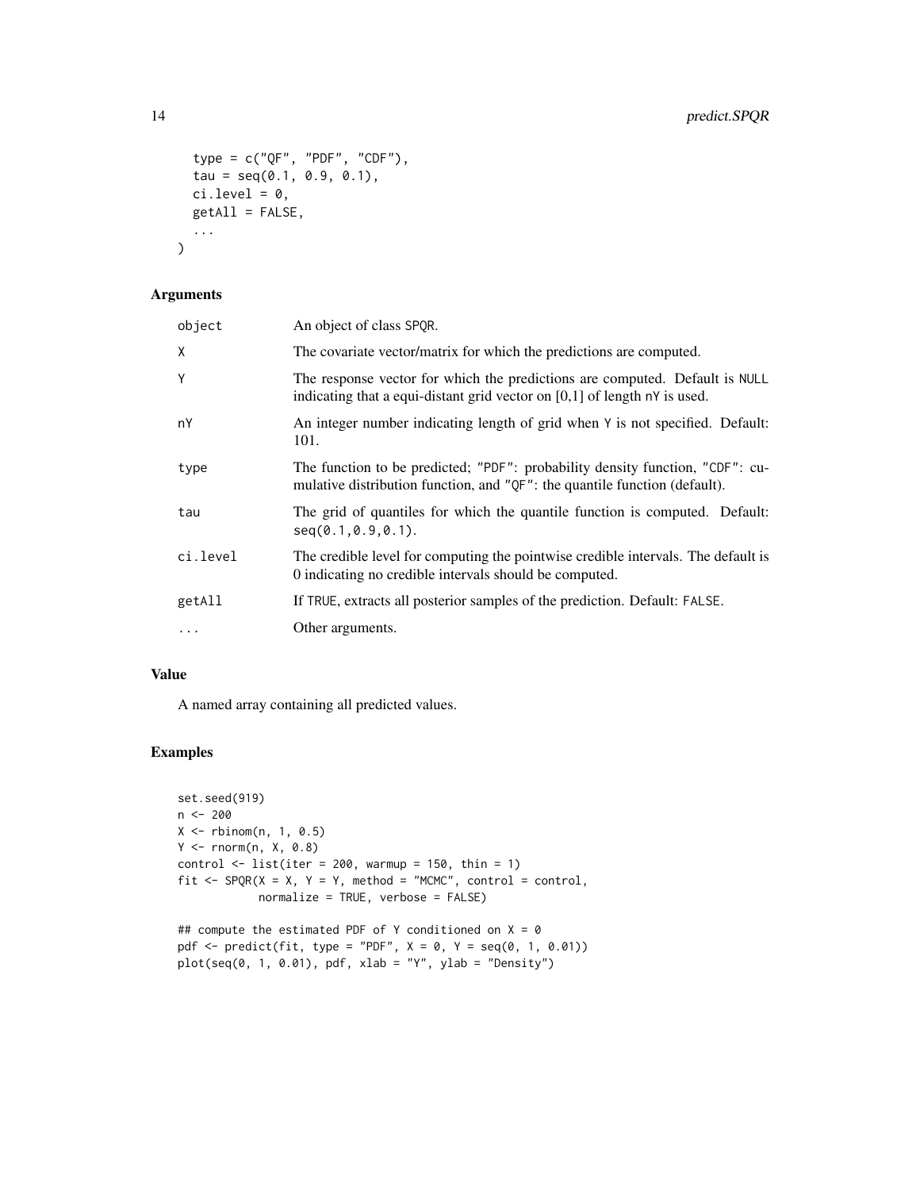```
  type = c("QF", "PDF", "CDF"),
  tau = seq(0.1, 0.9, 0.1),
  ci.level = 0,
  getAll = FALSE,
  ...
)
```

## Arguments

| | |
|---|---|
| object | An object of class SPQR. |
| X | The covariate vector/matrix for which the predictions are computed. |
| Y | The response vector for which the predictions are computed. Default is NULL indicating that a equi-distant grid vector on [0,1] of length nY is used. |
| nY | An integer number indicating length of grid when Y is not specified. Default: 101. |
| type | The function to be predicted; "PDF": probability density function, "CDF": cumulative distribution function, and "QF": the quantile function (default). |
| tau | The grid of quantiles for which the quantile function is computed. Default: seq(0.1,0.9,0.1). |
| ci.level | The credible level for computing the pointwise credible intervals. The default is 0 indicating no credible intervals should be computed. |
| getAll | If TRUE, extracts all posterior samples of the prediction. Default: FALSE. |
| ... | Other arguments. |

## Value

A named array containing all predicted values.

## Examples

```
set.seed(919)
n <- 200
X <- rbinom(n, 1, 0.5)
Y <- rnorm(n, X, 0.8)
control <- list(iter = 200, warmup = 150, thin = 1)
fit <- SPQR(X = X, Y = Y, method = "MCMC", control = control,
            normalize = TRUE, verbose = FALSE)

## compute the estimated PDF of Y conditioned on X = 0
pdf <- predict(fit, type = "PDF", X = 0, Y = seq(0, 1, 0.01))
plot(seq(0, 1, 0.01), pdf, xlab = "Y", ylab = "Density")
```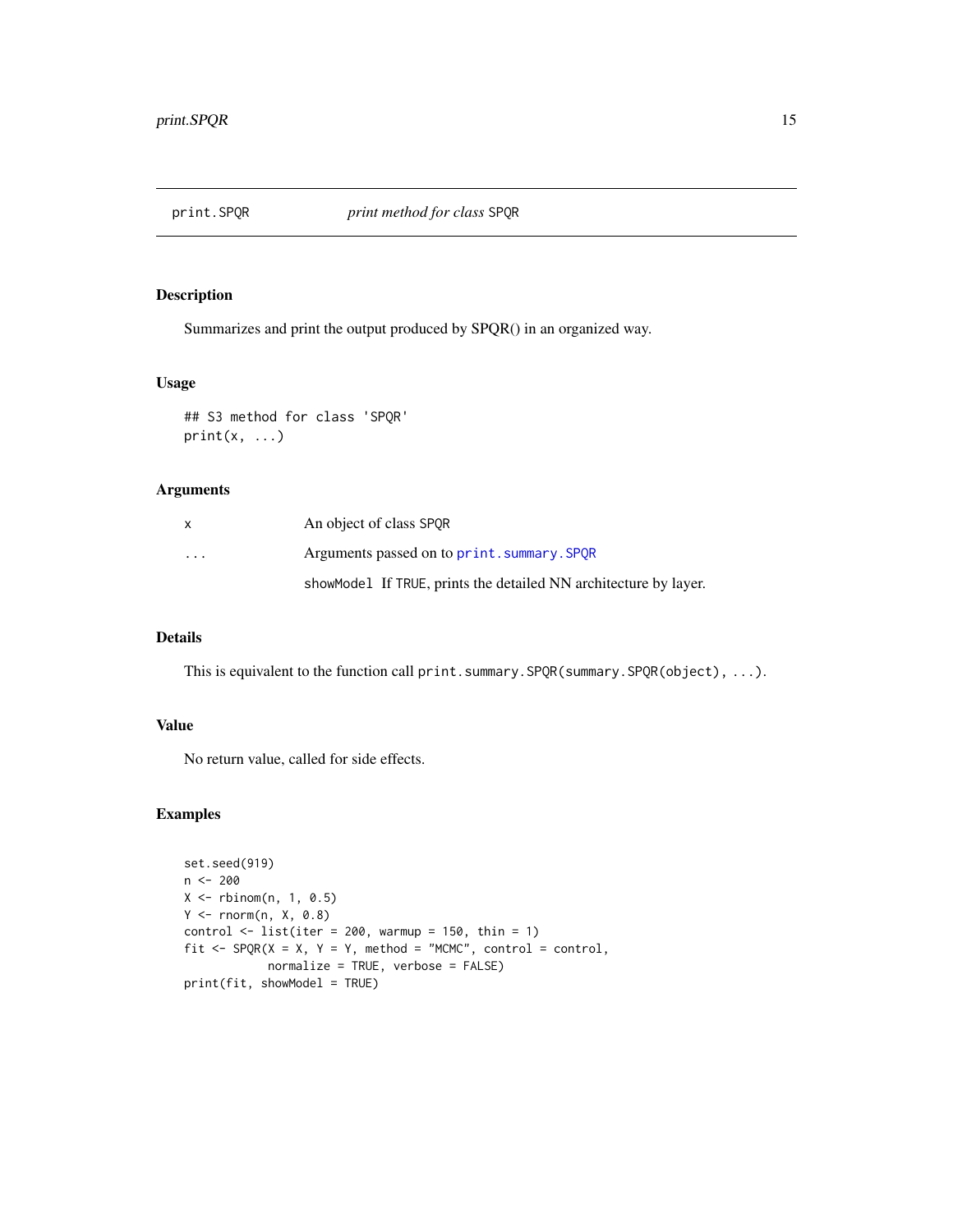print.SPQR *print method for class* SPQR

## Description

Summarizes and print the output produced by SPQR() in an organized way.

## Usage

```
## S3 method for class 'SPQR'
print(x, ...)
```

## Arguments

| | |
|---|---|
| x | An object of class SPQR |
| ... | Arguments passed on to print.summary.SPQR |
| | showModel If TRUE, prints the detailed NN architecture by layer. |

## Details

This is equivalent to the function call `print.summary.SPQR(summary.SPQR(object), ...)`.

## Value

No return value, called for side effects.

## Examples

```
set.seed(919)
n <- 200
X <- rbinom(n, 1, 0.5)
Y <- rnorm(n, X, 0.8)
control <- list(iter = 200, warmup = 150, thin = 1)
fit <- SPQR(X = X, Y = Y, method = "MCMC", control = control,
            normalize = TRUE, verbose = FALSE)
print(fit, showModel = TRUE)
```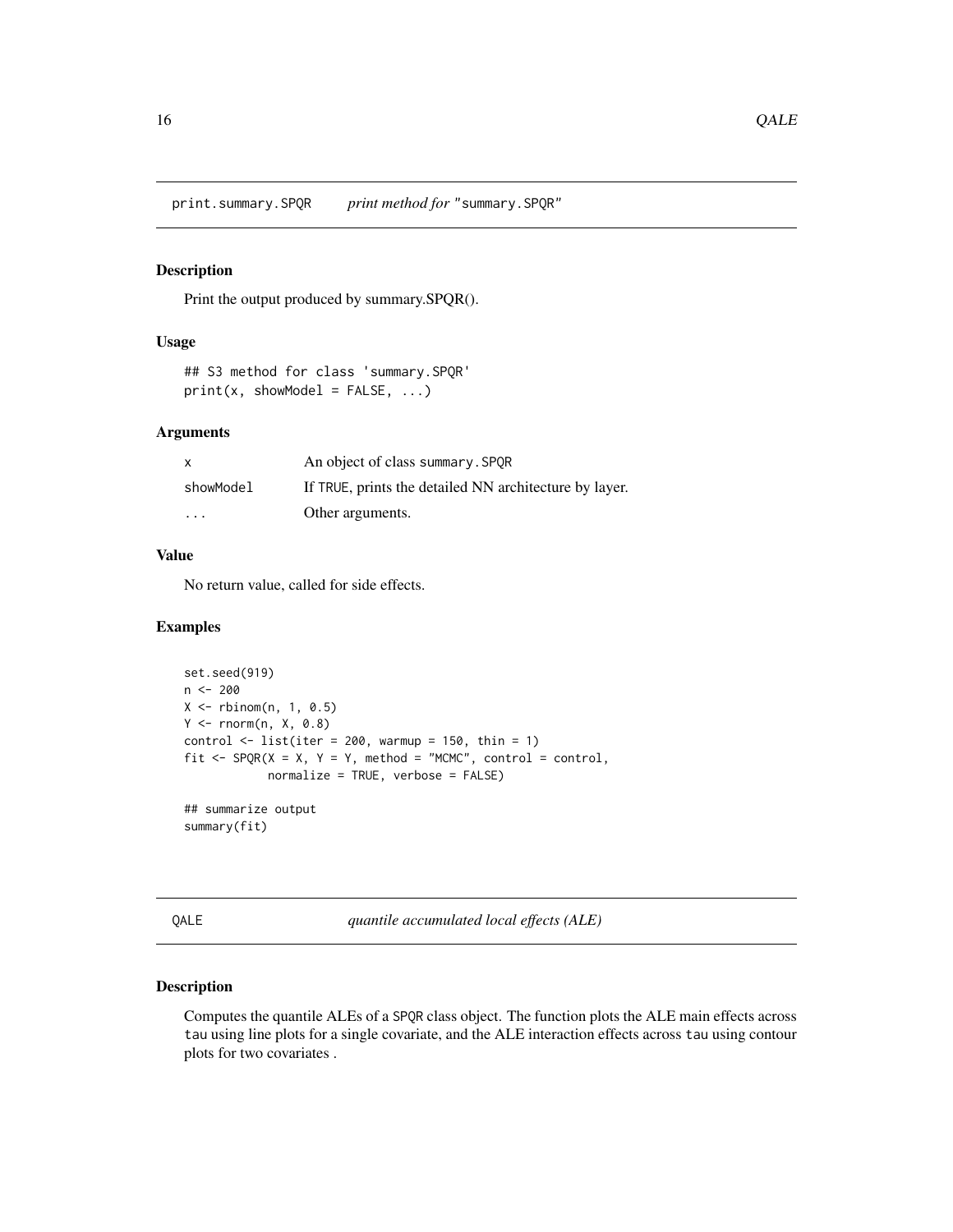## print.summary.SPQR — *print method for* "summary.SPQR"

### Description

Print the output produced by summary.SPQR().

### Usage

```
## S3 method for class 'summary.SPQR'
print(x, showModel = FALSE, ...)
```

### Arguments

| | |
|---|---|
| x | An object of class summary.SPQR |
| showModel | If TRUE, prints the detailed NN architecture by layer. |
| ... | Other arguments. |

### Value

No return value, called for side effects.

### Examples

```
set.seed(919)
n <- 200
X <- rbinom(n, 1, 0.5)
Y <- rnorm(n, X, 0.8)
control <- list(iter = 200, warmup = 150, thin = 1)
fit <- SPQR(X = X, Y = Y, method = "MCMC", control = control,
            normalize = TRUE, verbose = FALSE)

## summarize output
summary(fit)
```

## QALE — *quantile accumulated local effects (ALE)*

### Description

Computes the quantile ALEs of a SPQR class object. The function plots the ALE main effects across tau using line plots for a single covariate, and the ALE interaction effects across tau using contour plots for two covariates .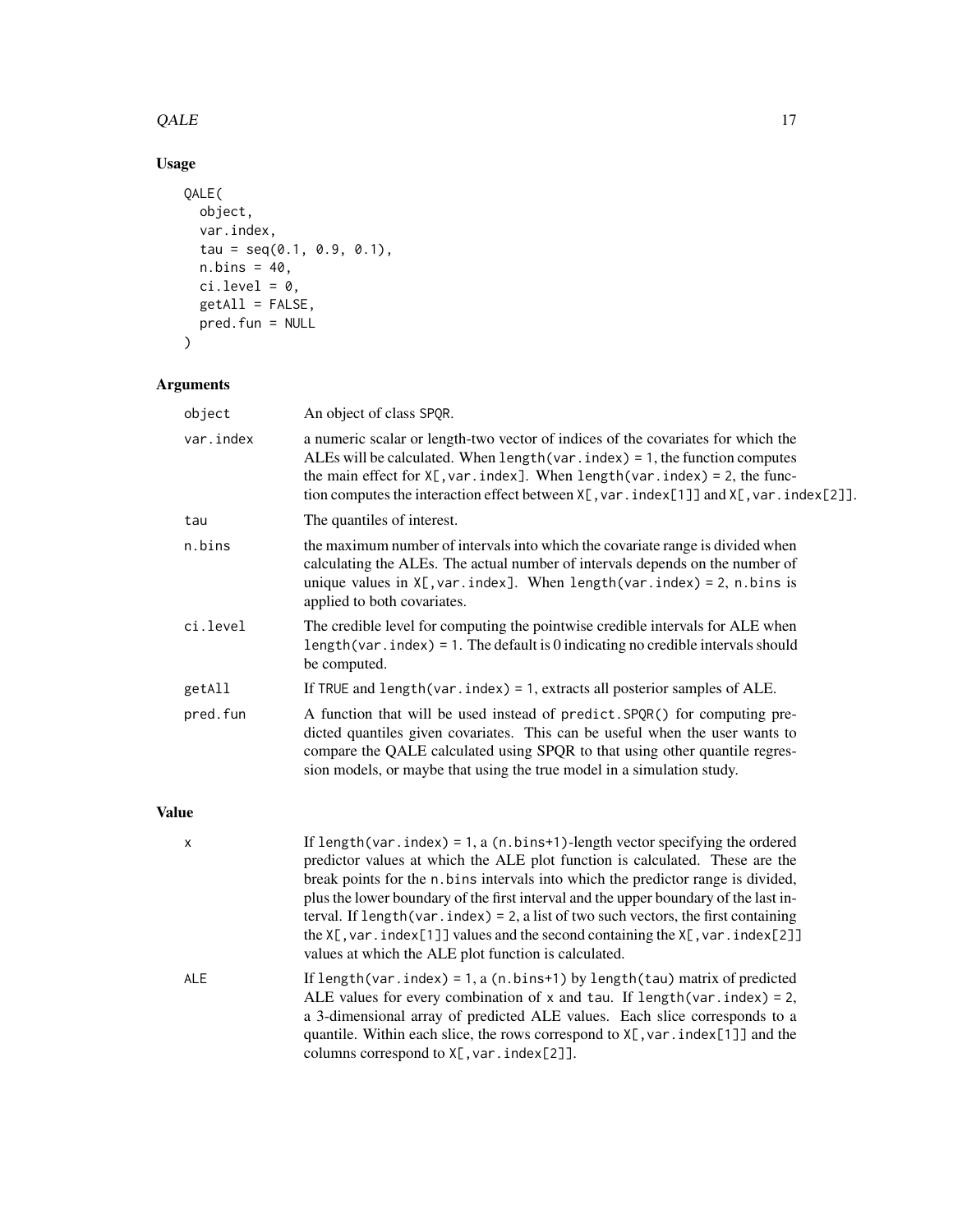## Usage

```
QALE(
  object,
  var.index,
  tau = seq(0.1, 0.9, 0.1),
  n.bins = 40,
  ci.level = 0,
  getAll = FALSE,
  pred.fun = NULL
)
```

## Arguments

| | |
|---|---|
| object | An object of class SPQR. |
| var.index | a numeric scalar or length-two vector of indices of the covariates for which the ALEs will be calculated. When `length(var.index) = 1`, the function computes the main effect for `X[,var.index]`. When `length(var.index) = 2`, the function computes the interaction effect between `X[,var.index[1]]` and `X[,var.index[2]]`. |
| tau | The quantiles of interest. |
| n.bins | the maximum number of intervals into which the covariate range is divided when calculating the ALEs. The actual number of intervals depends on the number of unique values in `X[,var.index]`. When `length(var.index) = 2`, `n.bins` is applied to both covariates. |
| ci.level | The credible level for computing the pointwise credible intervals for ALE when `length(var.index) = 1`. The default is 0 indicating no credible intervals should be computed. |
| getAll | If TRUE and `length(var.index) = 1`, extracts all posterior samples of ALE. |
| pred.fun | A function that will be used instead of `predict.SPQR()` for computing predicted quantiles given covariates. This can be useful when the user wants to compare the QALE calculated using SPQR to that using other quantile regression models, or maybe that using the true model in a simulation study. |

## Value

| | |
|---|---|
| x | If `length(var.index) = 1`, a `(n.bins+1)`-length vector specifying the ordered predictor values at which the ALE plot function is calculated. These are the break points for the `n.bins` intervals into which the predictor range is divided, plus the lower boundary of the first interval and the upper boundary of the last interval. If `length(var.index) = 2`, a list of two such vectors, the first containing the `X[,var.index[1]]` values and the second containing the `X[,var.index[2]]` values at which the ALE plot function is calculated. |
| ALE | If `length(var.index) = 1`, a `(n.bins+1)` by `length(tau)` matrix of predicted ALE values for every combination of x and tau. If `length(var.index) = 2`, a 3-dimensional array of predicted ALE values. Each slice corresponds to a quantile. Within each slice, the rows correspond to `X[,var.index[1]]` and the columns correspond to `X[,var.index[2]]`. |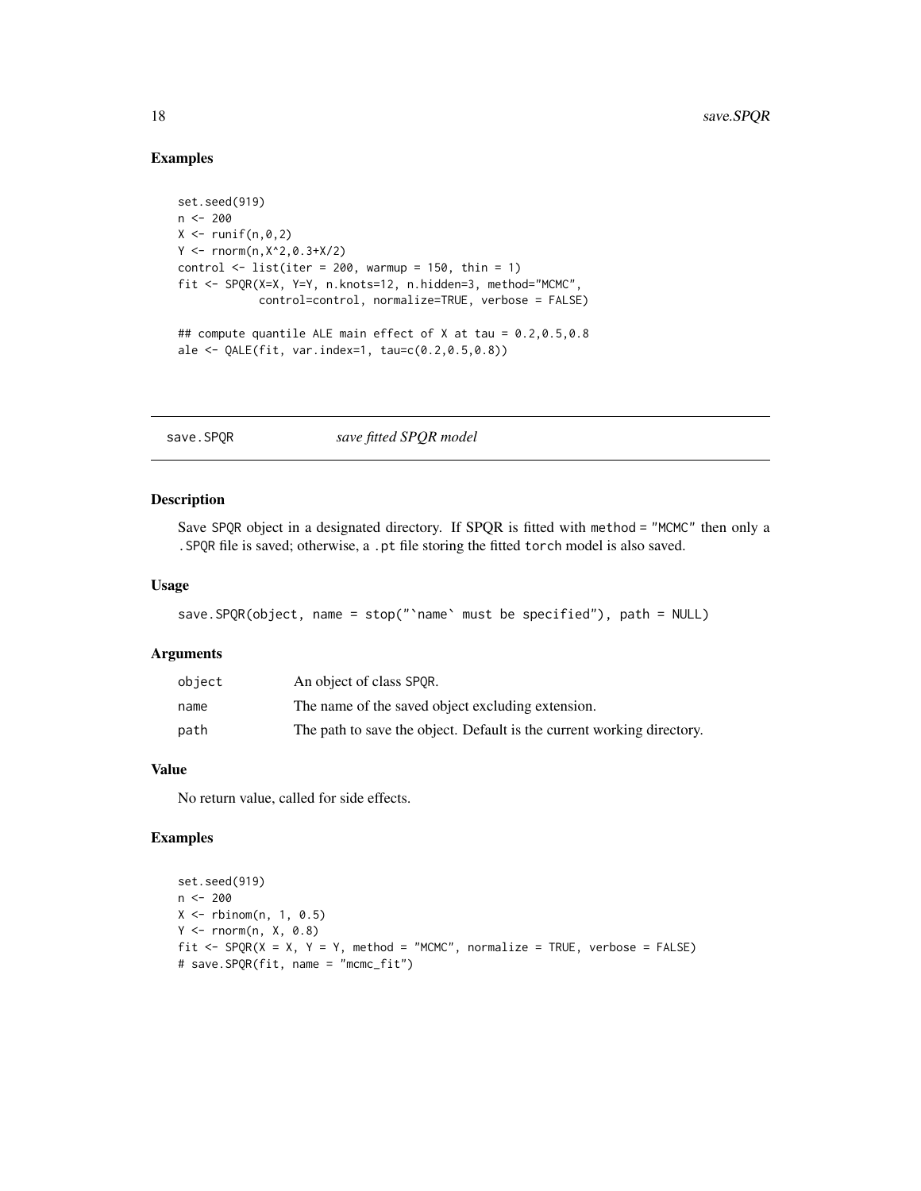## Examples

```
set.seed(919)
n <- 200
X <- runif(n,0,2)
Y <- rnorm(n,X^2,0.3+X/2)
control <- list(iter = 200, warmup = 150, thin = 1)
fit <- SPQR(X=X, Y=Y, n.knots=12, n.hidden=3, method="MCMC",
            control=control, normalize=TRUE, verbose = FALSE)

## compute quantile ALE main effect of X at tau = 0.2,0.5,0.8
ale <- QALE(fit, var.index=1, tau=c(0.2,0.5,0.8))
```

---

# save.SPQR *save fitted SPQR model*

## Description

Save SPQR object in a designated directory. If SPQR is fitted with method = "MCMC" then only a .SPQR file is saved; otherwise, a .pt file storing the fitted torch model is also saved.

## Usage

```
save.SPQR(object, name = stop("`name` must be specified"), path = NULL)
```

## Arguments

| | |
|---|---|
| object | An object of class SPQR. |
| name | The name of the saved object excluding extension. |
| path | The path to save the object. Default is the current working directory. |

## Value

No return value, called for side effects.

## Examples

```
set.seed(919)
n <- 200
X <- rbinom(n, 1, 0.5)
Y <- rnorm(n, X, 0.8)
fit <- SPQR(X = X, Y = Y, method = "MCMC", normalize = TRUE, verbose = FALSE)
# save.SPQR(fit, name = "mcmc_fit")
```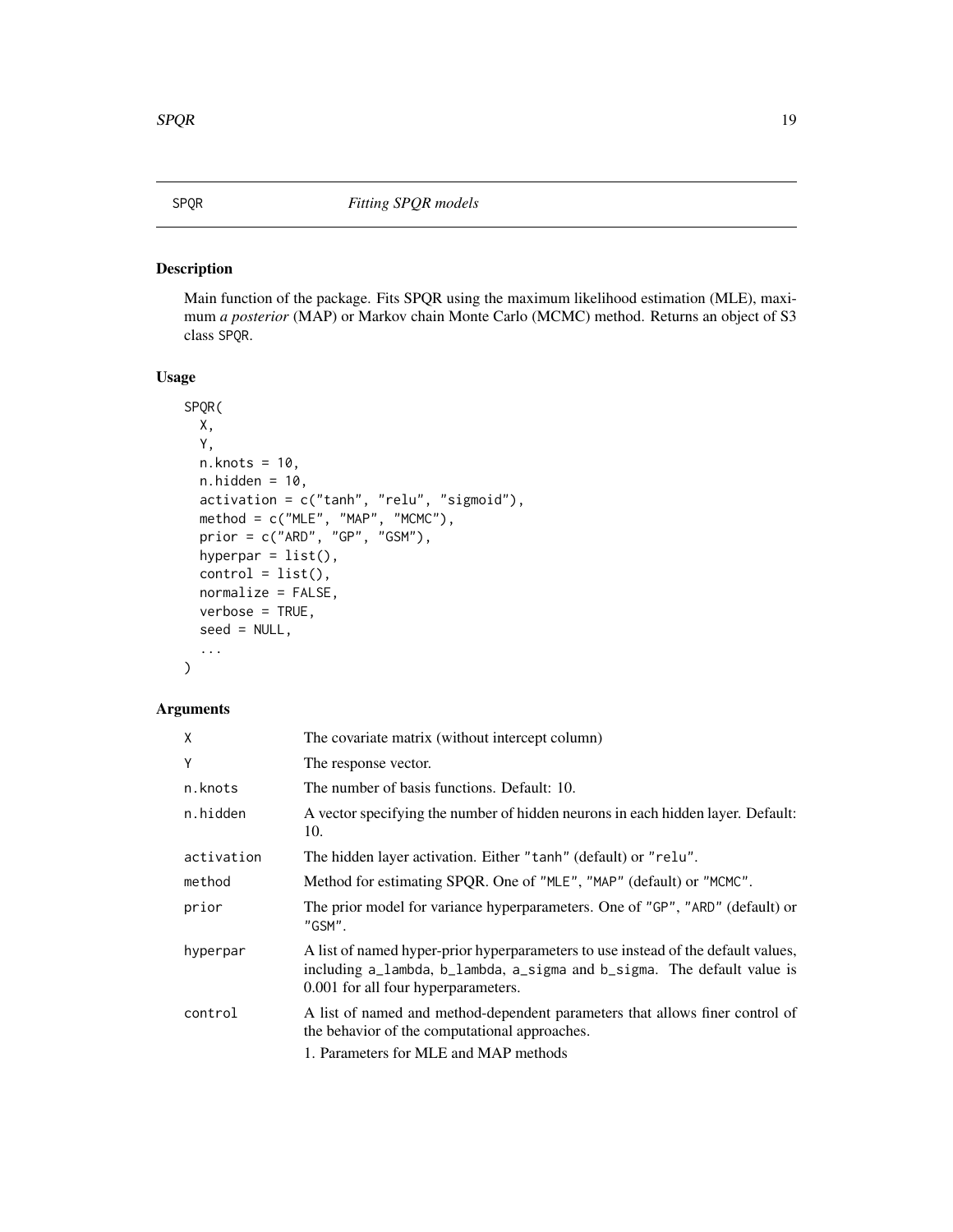# SPQR — *Fitting SPQR models*

## Description

Main function of the package. Fits SPQR using the maximum likelihood estimation (MLE), maximum *a posterior* (MAP) or Markov chain Monte Carlo (MCMC) method. Returns an object of S3 class SPQR.

## Usage

```
SPQR(
  X,
  Y,
  n.knots = 10,
  n.hidden = 10,
  activation = c("tanh", "relu", "sigmoid"),
  method = c("MLE", "MAP", "MCMC"),
  prior = c("ARD", "GP", "GSM"),
  hyperpar = list(),
  control = list(),
  normalize = FALSE,
  verbose = TRUE,
  seed = NULL,
  ...
)
```

## Arguments

| Argument | Description |
|---|---|
| X | The covariate matrix (without intercept column) |
| Y | The response vector. |
| n.knots | The number of basis functions. Default: 10. |
| n.hidden | A vector specifying the number of hidden neurons in each hidden layer. Default: 10. |
| activation | The hidden layer activation. Either "tanh" (default) or "relu". |
| method | Method for estimating SPQR. One of "MLE", "MAP" (default) or "MCMC". |
| prior | The prior model for variance hyperparameters. One of "GP", "ARD" (default) or "GSM". |
| hyperpar | A list of named hyper-prior hyperparameters to use instead of the default values, including a_lambda, b_lambda, a_sigma and b_sigma. The default value is 0.001 for all four hyperparameters. |
| control | A list of named and method-dependent parameters that allows finer control of the behavior of the computational approaches.<br>1. Parameters for MLE and MAP methods |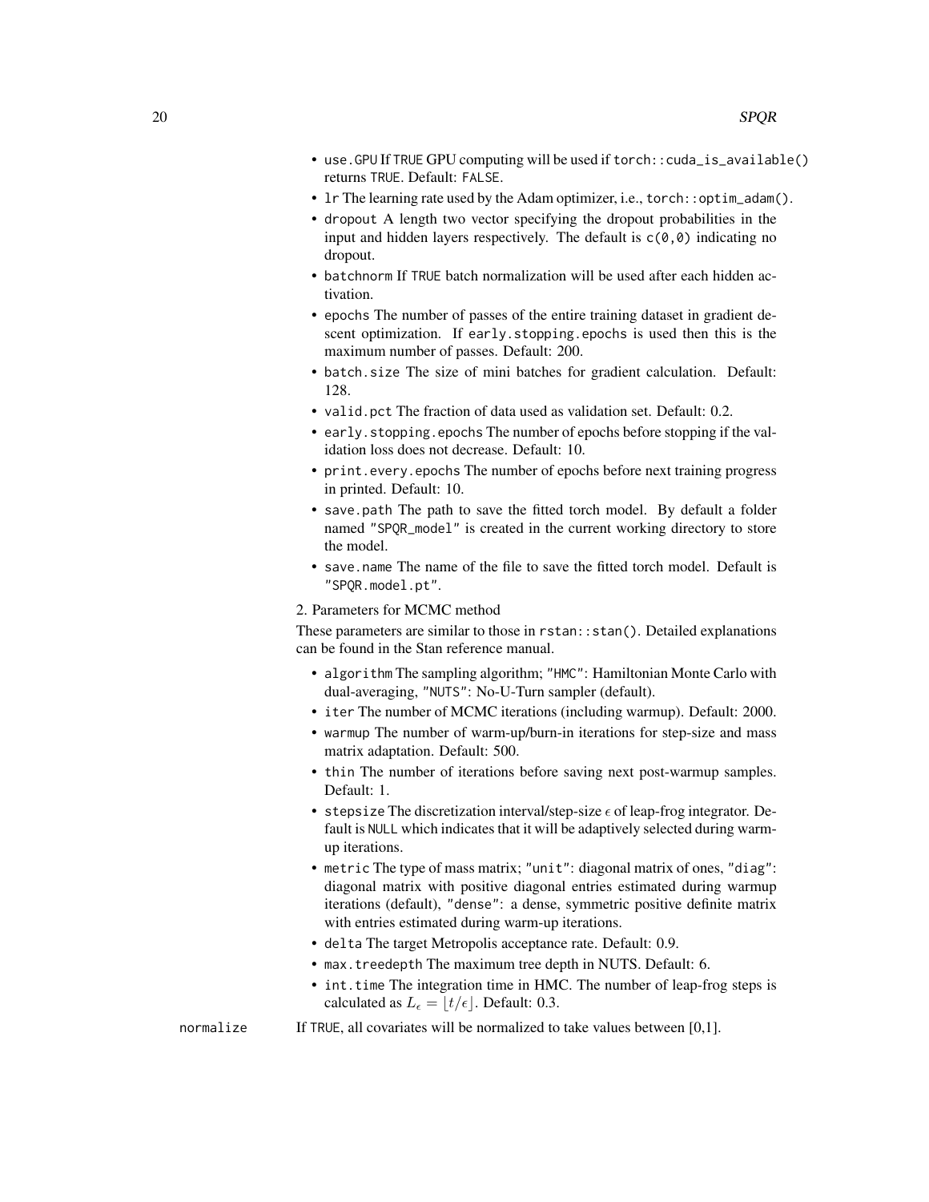- `use.GPU` If `TRUE` GPU computing will be used if `torch::cuda_is_available()` returns `TRUE`. Default: `FALSE`.
- `lr` The learning rate used by the Adam optimizer, i.e., `torch::optim_adam()`.
- `dropout` A length two vector specifying the dropout probabilities in the input and hidden layers respectively. The default is `c(0,0)` indicating no dropout.
- `batchnorm` If `TRUE` batch normalization will be used after each hidden activation.
- `epochs` The number of passes of the entire training dataset in gradient descent optimization. If `early.stopping.epochs` is used then this is the maximum number of passes. Default: 200.
- `batch.size` The size of mini batches for gradient calculation. Default: 128.
- `valid.pct` The fraction of data used as validation set. Default: 0.2.
- `early.stopping.epochs` The number of epochs before stopping if the validation loss does not decrease. Default: 10.
- `print.every.epochs` The number of epochs before next training progress in printed. Default: 10.
- `save.path` The path to save the fitted torch model. By default a folder named `"SPQR_model"` is created in the current working directory to store the model.
- `save.name` The name of the file to save the fitted torch model. Default is `"SPQR.model.pt"`.

2. Parameters for MCMC method

These parameters are similar to those in `rstan::stan()`. Detailed explanations can be found in the Stan reference manual.

- `algorithm` The sampling algorithm; `"HMC"`: Hamiltonian Monte Carlo with dual-averaging, `"NUTS"`: No-U-Turn sampler (default).
- `iter` The number of MCMC iterations (including warmup). Default: 2000.
- `warmup` The number of warm-up/burn-in iterations for step-size and mass matrix adaptation. Default: 500.
- `thin` The number of iterations before saving next post-warmup samples. Default: 1.
- `stepsize` The discretization interval/step-size $\epsilon$ of leap-frog integrator. Default is `NULL` which indicates that it will be adaptively selected during warm-up iterations.
- `metric` The type of mass matrix; `"unit"`: diagonal matrix of ones, `"diag"`: diagonal matrix with positive diagonal entries estimated during warmup iterations (default), `"dense"`: a dense, symmetric positive definite matrix with entries estimated during warm-up iterations.
- `delta` The target Metropolis acceptance rate. Default: 0.9.
- `max.treedepth` The maximum tree depth in NUTS. Default: 6.
- `int.time` The integration time in HMC. The number of leap-frog steps is calculated as $L_\epsilon = \lfloor t/\epsilon \rfloor$. Default: 0.3.

`normalize` If `TRUE`, all covariates will be normalized to take values between [0,1].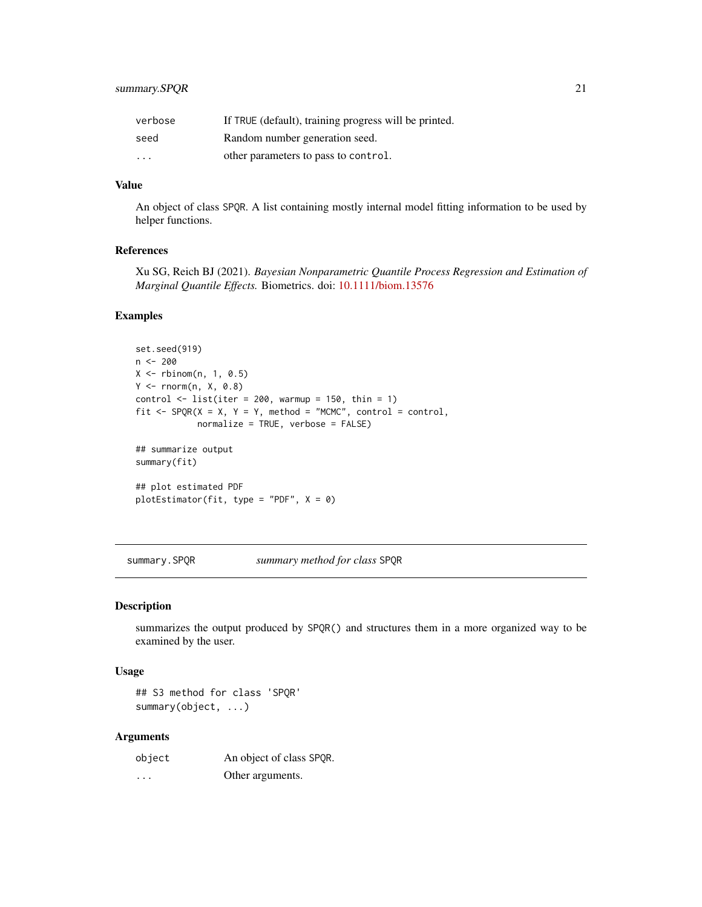| | |
|---|---|
| verbose | If TRUE (default), training progress will be printed. |
| seed | Random number generation seed. |
| ... | other parameters to pass to control. |

### Value

An object of class SPQR. A list containing mostly internal model fitting information to be used by helper functions.

### References

Xu SG, Reich BJ (2021). *Bayesian Nonparametric Quantile Process Regression and Estimation of Marginal Quantile Effects.* Biometrics. doi: 10.1111/biom.13576

### Examples

```
set.seed(919)
n <- 200
X <- rbinom(n, 1, 0.5)
Y <- rnorm(n, X, 0.8)
control <- list(iter = 200, warmup = 150, thin = 1)
fit <- SPQR(X = X, Y = Y, method = "MCMC", control = control,
            normalize = TRUE, verbose = FALSE)

## summarize output
summary(fit)

## plot estimated PDF
plotEstimator(fit, type = "PDF", X = 0)
```

---

## summary.SPQR &nbsp;&nbsp;&nbsp; *summary method for class* SPQR

### Description

summarizes the output produced by SPQR() and structures them in a more organized way to be examined by the user.

### Usage

```
## S3 method for class 'SPQR'
summary(object, ...)
```

### Arguments

| | |
|---|---|
| object | An object of class SPQR. |
| ... | Other arguments. |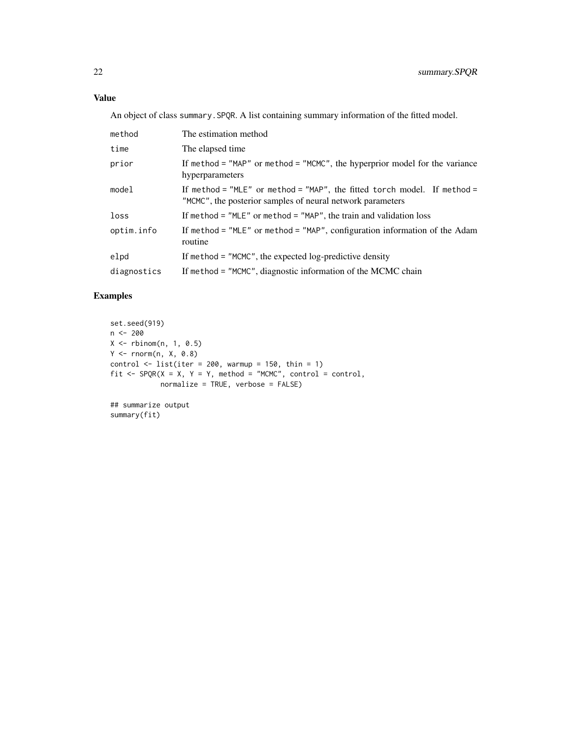## Value

An object of class `summary.SPQR`. A list containing summary information of the fitted model.

| | |
|---|---|
| `method` | The estimation method |
| `time` | The elapsed time |
| `prior` | If `method = "MAP"` or `method = "MCMC"`, the hyperprior model for the variance hyperparameters |
| `model` | If `method = "MLE"` or `method = "MAP"`, the fitted `torch` model. If `method = "MCMC"`, the posterior samples of neural network parameters |
| `loss` | If `method = "MLE"` or `method = "MAP"`, the train and validation loss |
| `optim.info` | If `method = "MLE"` or `method = "MAP"`, configuration information of the Adam routine |
| `elpd` | If `method = "MCMC"`, the expected log-predictive density |
| `diagnostics` | If `method = "MCMC"`, diagnostic information of the MCMC chain |

## Examples

```
set.seed(919)
n <- 200
X <- rbinom(n, 1, 0.5)
Y <- rnorm(n, X, 0.8)
control <- list(iter = 200, warmup = 150, thin = 1)
fit <- SPQR(X = X, Y = Y, method = "MCMC", control = control,
            normalize = TRUE, verbose = FALSE)

## summarize output
summary(fit)
```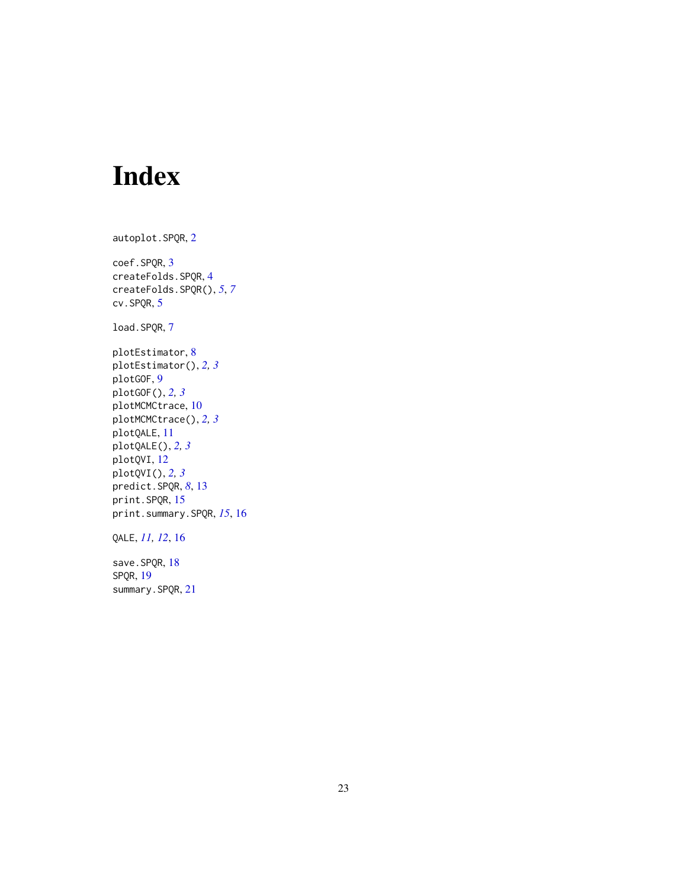# Index

autoplot.SPQR, 2

coef.SPQR, 3
createFolds.SPQR, 4
createFolds.SPQR(), *5*, *7*
cv.SPQR, 5

load.SPQR, 7

plotEstimator, 8
plotEstimator(), *2, 3*
plotGOF, 9
plotGOF(), *2, 3*
plotMCMCtrace, 10
plotMCMCtrace(), *2, 3*
plotQALE, 11
plotQALE(), *2, 3*
plotQVI, 12
plotQVI(), *2, 3*
predict.SPQR, *8*, 13
print.SPQR, 15
print.summary.SPQR, *15*, 16

QALE, *11, 12*, 16

save.SPQR, 18
SPQR, 19
summary.SPQR, 21